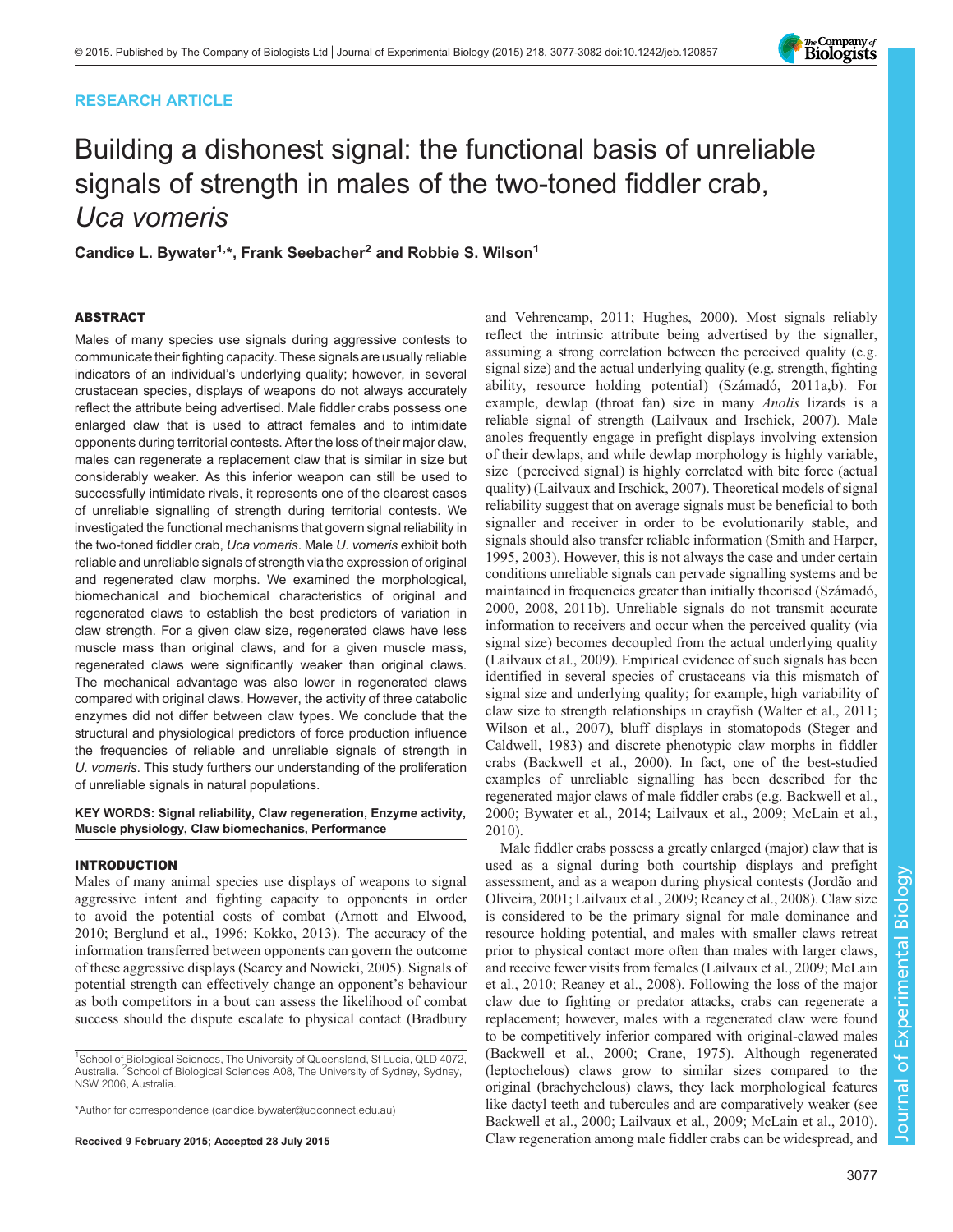RESEARCH ARTICLE

# Building a dishonest signal: the functional basis of unreliable signals of strength in males of the two-toned fiddler crab, *Uca vomeris*

Candice L. Bywater[1,*], Frank Seebacher[2] and Robbie S. Wilson[1]

## ABSTRACT

Males of many species use signals during aggressive contests to communicate their fighting capacity. These signals are usually reliable indicators of an individual's underlying quality; however, in several crustacean species, displays of weapons do not always accurately reflect the attribute being advertised. Male fiddler crabs possess one enlarged claw that is used to attract females and to intimidate opponents during territorial contests. After the loss of their major claw, males can regenerate a replacement claw that is similar in size but considerably weaker. As this inferior weapon can still be used to successfully intimidate rivals, it represents one of the clearest cases of unreliable signalling of strength during territorial contests. We investigated the functional mechanisms that govern signal reliability in the two-toned fiddler crab, *Uca vomeris*. Male *U. vomeris* exhibit both reliable and unreliable signals of strength via the expression of original and regenerated claw morphs. We examined the morphological, biomechanical and biochemical characteristics of original and regenerated claws to establish the best predictors of variation in claw strength. For a given claw size, regenerated claws have less muscle mass than original claws, and for a given muscle mass, regenerated claws were significantly weaker than original claws. The mechanical advantage was also lower in regenerated claws compared with original claws. However, the activity of three catabolic enzymes did not differ between claw types. We conclude that the structural and physiological predictors of force production influence the frequencies of reliable and unreliable signals of strength in *U. vomeris*. This study furthers our understanding of the proliferation of unreliable signals in natural populations.

**KEY WORDS: Signal reliability, Claw regeneration, Enzyme activity, Muscle physiology, Claw biomechanics, Performance**

## INTRODUCTION

Males of many animal species use displays of weapons to signal aggressive intent and fighting capacity to opponents in order to avoid the potential costs of combat (Arnott and Elwood, 2010; Berglund et al., 1996; Kokko, 2013). The accuracy of the information transferred between opponents can govern the outcome of these aggressive displays (Searcy and Nowicki, 2005). Signals of potential strength can effectively change an opponent's behaviour as both competitors in a bout can assess the likelihood of combat success should the dispute escalate to physical contact (Bradbury and Vehrencamp, 2011; Hughes, 2000). Most signals reliably reflect the intrinsic attribute being advertised by the signaller, assuming a strong correlation between the perceived quality (e.g. signal size) and the actual underlying quality (e.g. strength, fighting ability, resource holding potential) (Számadó, 2011a,b). For example, dewlap (throat fan) size in many *Anolis* lizards is a reliable signal of strength (Lailvaux and Irschick, 2007). Male anoles frequently engage in prefight displays involving extension of their dewlaps, and while dewlap morphology is highly variable, size (perceived signal) is highly correlated with bite force (actual quality) (Lailvaux and Irschick, 2007). Theoretical models of signal reliability suggest that on average signals must be beneficial to both signaller and receiver in order to be evolutionarily stable, and signals should also transfer reliable information (Smith and Harper, 1995, 2003). However, this is not always the case and under certain conditions unreliable signals can pervade signalling systems and be maintained in frequencies greater than initially theorised (Számadó, 2000, 2008, 2011b). Unreliable signals do not transmit accurate information to receivers and occur when the perceived quality (via signal size) becomes decoupled from the actual underlying quality (Lailvaux et al., 2009). Empirical evidence of such signals has been identified in several species of crustaceans via this mismatch of signal size and underlying quality; for example, high variability of claw size to strength relationships in crayfish (Walter et al., 2011; Wilson et al., 2007), bluff displays in stomatopods (Steger and Caldwell, 1983) and discrete phenotypic claw morphs in fiddler crabs (Backwell et al., 2000). In fact, one of the best-studied examples of unreliable signalling has been described for the regenerated major claws of male fiddler crabs (e.g. Backwell et al., 2000; Bywater et al., 2014; Lailvaux et al., 2009; McLain et al., 2010).

Male fiddler crabs possess a greatly enlarged (major) claw that is used as a signal during both courtship displays and prefight assessment, and as a weapon during physical contests (Jordão and Oliveira, 2001; Lailvaux et al., 2009; Reaney et al., 2008). Claw size is considered to be the primary signal for male dominance and resource holding potential, and males with smaller claws retreat prior to physical contact more often than males with larger claws, and receive fewer visits from females (Lailvaux et al., 2009; McLain et al., 2010; Reaney et al., 2008). Following the loss of the major claw due to fighting or predator attacks, crabs can regenerate a replacement; however, males with a regenerated claw were found to be competitively inferior compared with original-clawed males (Backwell et al., 2000; Crane, 1975). Although regenerated (leptochelous) claws grow to similar sizes compared to the original (brachychelous) claws, they lack morphological features like dactyl teeth and tubercules and are comparatively weaker (see Backwell et al., 2000; Lailvaux et al., 2009; McLain et al., 2010). Claw regeneration among male fiddler crabs can be widespread, and

[1]School of Biological Sciences, The University of Queensland, St Lucia, QLD 4072, Australia. [2]School of Biological Sciences A08, The University of Sydney, Sydney, NSW 2006, Australia.

*Author for correspondence (candice.bywater@uqconnect.edu.au)

Received 9 February 2015; Accepted 28 July 2015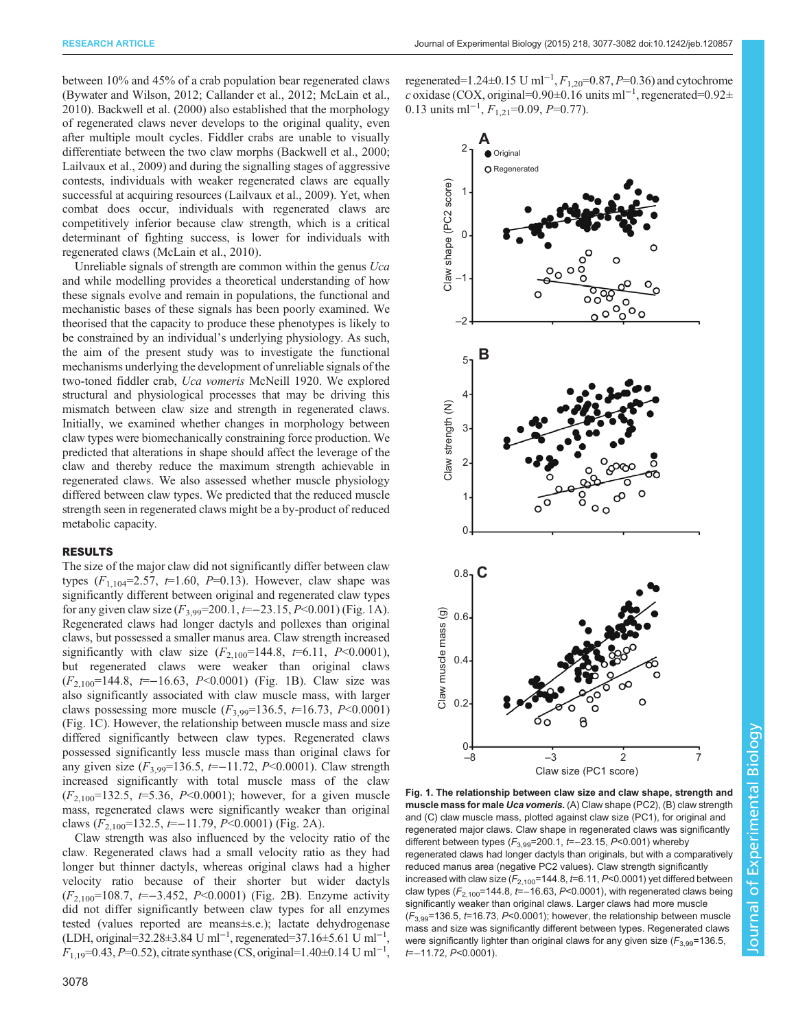between 10% and 45% of a crab population bear regenerated claws (Bywater and Wilson, 2012; Callander et al., 2012; McLain et al., 2010). Backwell et al. (2000) also established that the morphology of regenerated claws never develops to the original quality, even after multiple moult cycles. Fiddler crabs are unable to visually differentiate between the two claw morphs (Backwell et al., 2000; Lailvaux et al., 2009) and during the signalling stages of aggressive contests, individuals with weaker regenerated claws are equally successful at acquiring resources (Lailvaux et al., 2009). Yet, when combat does occur, individuals with regenerated claws are competitively inferior because claw strength, which is a critical determinant of fighting success, is lower for individuals with regenerated claws (McLain et al., 2010).

Unreliable signals of strength are common within the genus *Uca* and while modelling provides a theoretical understanding of how these signals evolve and remain in populations, the functional and mechanistic bases of these signals has been poorly examined. We theorised that the capacity to produce these phenotypes is likely to be constrained by an individual's underlying physiology. As such, the aim of the present study was to investigate the functional mechanisms underlying the development of unreliable signals of the two-toned fiddler crab, *Uca vomeris* McNeill 1920. We explored structural and physiological processes that may be driving this mismatch between claw size and strength in regenerated claws. Initially, we examined whether changes in morphology between claw types were biomechanically constraining force production. We predicted that alterations in shape should affect the leverage of the claw and thereby reduce the maximum strength achievable in regenerated claws. We also assessed whether muscle physiology differed between claw types. We predicted that the reduced muscle strength seen in regenerated claws might be a by-product of reduced metabolic capacity.

## RESULTS

The size of the major claw did not significantly differ between claw types ($F_{1,104}$=2.57, $t$=1.60, $P$=0.13). However, claw shape was significantly different between original and regenerated claw types for any given claw size ($F_{3,99}$=200.1, $t$=−23.15, $P$<0.001) (Fig. 1A). Regenerated claws had longer dactyls and pollexes than original claws, but possessed a smaller manus area. Claw strength increased significantly with claw size ($F_{2,100}$=144.8, $t$=6.11, $P$<0.0001), but regenerated claws were weaker than original claws ($F_{2,100}$=144.8, $t$=−16.63, $P$<0.0001) (Fig. 1B). Claw size was also significantly associated with claw muscle mass, with larger claws possessing more muscle ($F_{3,99}$=136.5, $t$=16.73, $P$<0.0001) (Fig. 1C). However, the relationship between muscle mass and size differed significantly between claw types. Regenerated claws possessed significantly less muscle mass than original claws for any given size ($F_{3,99}$=136.5, $t$=−11.72, $P$<0.0001). Claw strength increased significantly with total muscle mass of the claw ($F_{2,100}$=132.5, $t$=5.36, $P$<0.0001); however, for a given muscle mass, regenerated claws were significantly weaker than original claws ($F_{2,100}$=132.5, $t$=−11.79, $P$<0.0001) (Fig. 2A).

Claw strength was also influenced by the velocity ratio of the claw. Regenerated claws had a small velocity ratio as they had longer but thinner dactyls, whereas original claws had a higher velocity ratio because of their shorter but wider dactyls ($F_{2,100}$=108.7, $t$=−3.452, $P$<0.0001) (Fig. 2B). Enzyme activity did not differ significantly between claw types for all enzymes tested (values reported are means±s.e.); lactate dehydrogenase (LDH, original=32.28±3.84 U ml$^{-1}$, regenerated=37.16±5.61 U ml$^{-1}$, $F_{1,19}$=0.43, $P$=0.52), citrate synthase (CS, original=1.40±0.14 U ml$^{-1}$, regenerated=1.24±0.15 U ml$^{-1}$, $F_{1,20}$=0.87, $P$=0.36) and cytochrome *c* oxidase (COX, original=0.90±0.16 units ml$^{-1}$, regenerated=0.92±0.13 units ml$^{-1}$, $F_{1,21}$=0.09, $P$=0.77).

**Fig. 1. The relationship between claw size and claw shape, strength and muscle mass for male *Uca vomeris*.** (A) Claw shape (PC2), (B) claw strength and (C) claw muscle mass, plotted against claw size (PC1), for original and regenerated major claws. Claw shape in regenerated claws was significantly different between types ($F_{3,99}$=200.1, $t$=−23.15, $P$<0.001) whereby regenerated claws had longer dactyls than originals, but with a comparatively reduced manus area (negative PC2 values). Claw strength significantly increased with claw size ($F_{2,100}$=144.8, $t$=6.11, $P$<0.0001) yet differed between claw types ($F_{2,100}$=144.8, $t$=−16.63, $P$<0.0001), with regenerated claws being significantly weaker than original claws. Larger claws had more muscle ($F_{3,99}$=136.5, $t$=16.73, $P$<0.0001); however, the relationship between muscle mass and size was significantly different between types. Regenerated claws were significantly lighter than original claws for any given size ($F_{3,99}$=136.5, $t$=−11.72, $P$<0.0001).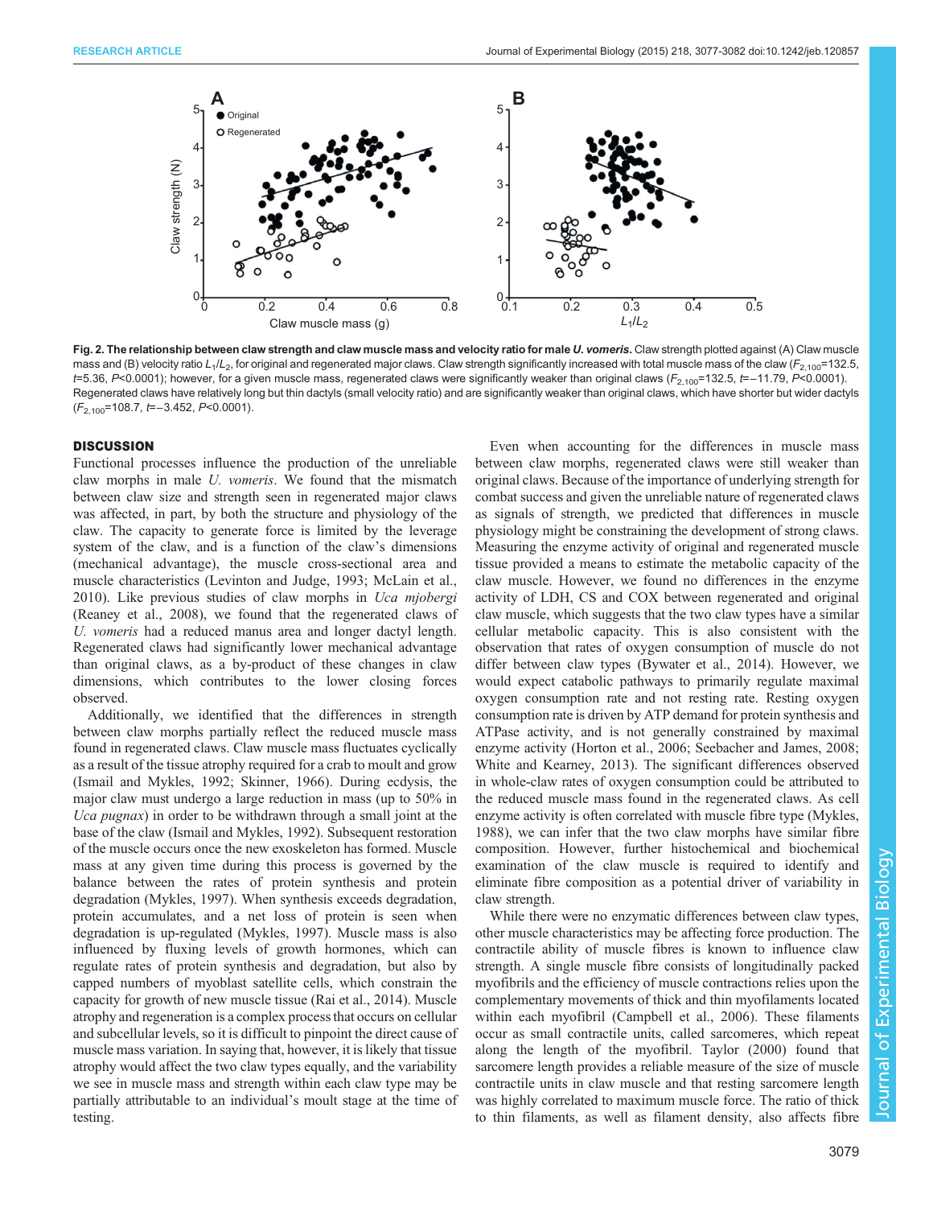**Fig. 2. The relationship between claw strength and claw muscle mass and velocity ratio for male *U. vomeris*.** Claw strength plotted against (A) Claw muscle mass and (B) velocity ratio $L_1/L_2$, for original and regenerated major claws. Claw strength significantly increased with total muscle mass of the claw ($F_{2,100}$=132.5, $t$=5.36, $P$<0.0001); however, for a given muscle mass, regenerated claws were significantly weaker than original claws ($F_{2,100}$=132.5, $t$=−11.79, $P$<0.0001). Regenerated claws have relatively long but thin dactyls (small velocity ratio) and are significantly weaker than original claws, which have shorter but wider dactyls ($F_{2,100}$=108.7, $t$=−3.452, $P$<0.0001).

## DISCUSSION

Functional processes influence the production of the unreliable claw morphs in male *U. vomeris*. We found that the mismatch between claw size and strength seen in regenerated major claws was affected, in part, by both the structure and physiology of the claw. The capacity to generate force is limited by the leverage system of the claw, and is a function of the claw's dimensions (mechanical advantage), the muscle cross-sectional area and muscle characteristics (Levinton and Judge, 1993; McLain et al., 2010). Like previous studies of claw morphs in *Uca mjobergi* (Reaney et al., 2008), we found that the regenerated claws of *U. vomeris* had a reduced manus area and longer dactyl length. Regenerated claws had significantly lower mechanical advantage than original claws, as a by-product of these changes in claw dimensions, which contributes to the lower closing forces observed.

Additionally, we identified that the differences in strength between claw morphs partially reflect the reduced muscle mass found in regenerated claws. Claw muscle mass fluctuates cyclically as a result of the tissue atrophy required for a crab to moult and grow (Ismail and Mykles, 1992; Skinner, 1966). During ecdysis, the major claw must undergo a large reduction in mass (up to 50% in *Uca pugnax*) in order to be withdrawn through a small joint at the base of the claw (Ismail and Mykles, 1992). Subsequent restoration of the muscle occurs once the new exoskeleton has formed. Muscle mass at any given time during this process is governed by the balance between the rates of protein synthesis and protein degradation (Mykles, 1997). When synthesis exceeds degradation, protein accumulates, and a net loss of protein is seen when degradation is up-regulated (Mykles, 1997). Muscle mass is also influenced by fluxing levels of growth hormones, which can regulate rates of protein synthesis and degradation, but also by capped numbers of myoblast satellite cells, which constrain the capacity for growth of new muscle tissue (Rai et al., 2014). Muscle atrophy and regeneration is a complex process that occurs on cellular and subcellular levels, so it is difficult to pinpoint the direct cause of muscle mass variation. In saying that, however, it is likely that tissue atrophy would affect the two claw types equally, and the variability we see in muscle mass and strength within each claw type may be partially attributable to an individual's moult stage at the time of testing.

Even when accounting for the differences in muscle mass between claw morphs, regenerated claws were still weaker than original claws. Because of the importance of underlying strength for combat success and given the unreliable nature of regenerated claws as signals of strength, we predicted that differences in muscle physiology might be constraining the development of strong claws. Measuring the enzyme activity of original and regenerated muscle tissue provided a means to estimate the metabolic capacity of the claw muscle. However, we found no differences in the enzyme activity of LDH, CS and COX between regenerated and original claw muscle, which suggests that the two claw types have a similar cellular metabolic capacity. This is also consistent with the observation that rates of oxygen consumption of muscle do not differ between claw types (Bywater et al., 2014). However, we would expect catabolic pathways to primarily regulate maximal oxygen consumption rate and not resting rate. Resting oxygen consumption rate is driven by ATP demand for protein synthesis and ATPase activity, and is not generally constrained by maximal enzyme activity (Horton et al., 2006; Seebacher and James, 2008; White and Kearney, 2013). The significant differences observed in whole-claw rates of oxygen consumption could be attributed to the reduced muscle mass found in the regenerated claws. As cell enzyme activity is often correlated with muscle fibre type (Mykles, 1988), we can infer that the two claw morphs have similar fibre composition. However, further histochemical and biochemical examination of the claw muscle is required to identify and eliminate fibre composition as a potential driver of variability in claw strength.

While there were no enzymatic differences between claw types, other muscle characteristics may be affecting force production. The contractile ability of muscle fibres is known to influence claw strength. A single muscle fibre consists of longitudinally packed myofibrils and the efficiency of muscle contractions relies upon the complementary movements of thick and thin myofilaments located within each myofibril (Campbell et al., 2006). These filaments occur as small contractile units, called sarcomeres, which repeat along the length of the myofibril. Taylor (2000) found that sarcomere length provides a reliable measure of the size of muscle contractile units in claw muscle and that resting sarcomere length was highly correlated to maximum muscle force. The ratio of thick to thin filaments, as well as filament density, also affects fibre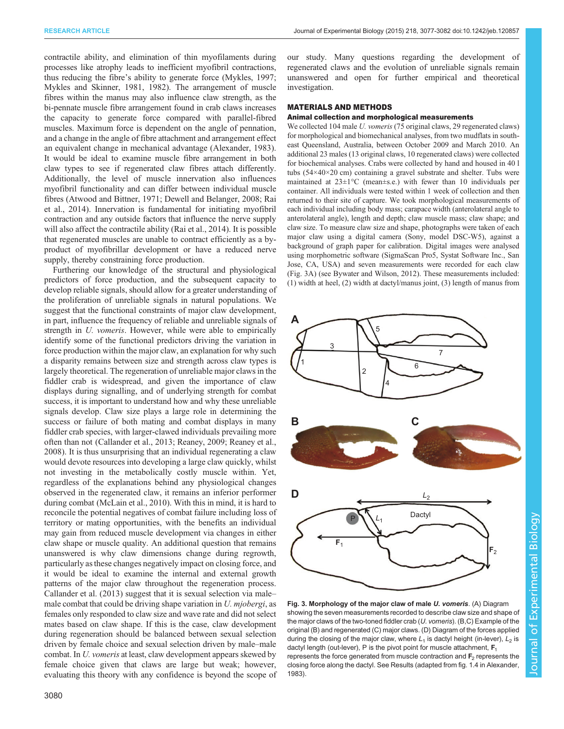contractile ability, and elimination of thin myofilaments during processes like atrophy leads to inefficient myofibril contractions, thus reducing the fibre's ability to generate force (Mykles, 1997; Mykles and Skinner, 1981, 1982). The arrangement of muscle fibres within the manus may also influence claw strength, as the bi-pennate muscle fibre arrangement found in crab claws increases the capacity to generate force compared with parallel-fibred muscles. Maximum force is dependent on the angle of pennation, and a change in the angle of fibre attachment and arrangement effect an equivalent change in mechanical advantage (Alexander, 1983). It would be ideal to examine muscle fibre arrangement in both claw types to see if regenerated claw fibres attach differently. Additionally, the level of muscle innervation also influences myofibril functionality and can differ between individual muscle fibres (Atwood and Bittner, 1971; Dewell and Belanger, 2008; Rai et al., 2014). Innervation is fundamental for initiating myofibril contraction and any outside factors that influence the nerve supply will also affect the contractile ability (Rai et al., 2014). It is possible that regenerated muscles are unable to contract efficiently as a by-product of myofibrillar development or have a reduced nerve supply, thereby constraining force production.

Furthering our knowledge of the structural and physiological predictors of force production, and the subsequent capacity to develop reliable signals, should allow for a greater understanding of the proliferation of unreliable signals in natural populations. We suggest that the functional constraints of major claw development, in part, influence the frequency of reliable and unreliable signals of strength in *U. vomeris*. However, while were able to empirically identify some of the functional predictors driving the variation in force production within the major claw, an explanation for why such a disparity remains between size and strength across claw types is largely theoretical. The regeneration of unreliable major claws in the fiddler crab is widespread, and given the importance of claw displays during signalling, and of underlying strength for combat success, it is important to understand how and why these unreliable signals develop. Claw size plays a large role in determining the success or failure of both mating and combat displays in many fiddler crab species, with larger-clawed individuals prevailing more often than not (Callander et al., 2013; Reaney, 2009; Reaney et al., 2008). It is thus unsurprising that an individual regenerating a claw would devote resources into developing a large claw quickly, whilst not investing in the metabolically costly muscle within. Yet, regardless of the explanations behind any physiological changes observed in the regenerated claw, it remains an inferior performer during combat (McLain et al., 2010). With this in mind, it is hard to reconcile the potential negatives of combat failure including loss of territory or mating opportunities, with the benefits an individual may gain from reduced muscle development via changes in either claw shape or muscle quality. An additional question that remains unanswered is why claw dimensions change during regrowth, particularly as these changes negatively impact on closing force, and it would be ideal to examine the internal and external growth patterns of the major claw throughout the regeneration process. Callander et al. (2013) suggest that it is sexual selection via male–male combat that could be driving shape variation in *U. mjobergi*, as females only responded to claw size and wave rate and did not select mates based on claw shape. If this is the case, claw development during regeneration should be balanced between sexual selection driven by female choice and sexual selection driven by male–male combat. In *U. vomeris* at least, claw development appears skewed by female choice given that claws are large but weak; however, evaluating this theory with any confidence is beyond the scope of our study. Many questions regarding the development of regenerated claws and the evolution of unreliable signals remain unanswered and open for further empirical and theoretical investigation.

## MATERIALS AND METHODS

### Animal collection and morphological measurements

We collected 104 male *U. vomeris* (75 original claws, 29 regenerated claws) for morphological and biomechanical analyses, from two mudflats in south-east Queensland, Australia, between October 2009 and March 2010. An additional 23 males (13 original claws, 10 regenerated claws) were collected for biochemical analyses. Crabs were collected by hand and housed in 40 l tubs (54×40×20 cm) containing a gravel substrate and shelter. Tubs were maintained at 23±1°C (mean±s.e.) with fewer than 10 individuals per container. All individuals were tested within 1 week of collection and then returned to their site of capture. We took morphological measurements of each individual including body mass; carapace width (anterolateral angle to anterolateral angle), length and depth; claw muscle mass; claw shape; and claw size. To measure claw size and shape, photographs were taken of each major claw using a digital camera (Sony, model DSC-W5), against a background of graph paper for calibration. Digital images were analysed using morphometric software (SigmaScan Pro5, Systat Software Inc., San Jose, CA, USA) and seven measurements were recorded for each claw (Fig. 3A) (see Bywater and Wilson, 2012). These measurements included: (1) width at heel, (2) width at dactyl/manus joint, (3) length of manus from

A
1
2
3
4
5
6
7
B
C
D
$L_2$
P
$L_1$
Dactyl
$F_1$
$F_2$

**Fig. 3. Morphology of the major claw of male *U. vomeris*.** (A) Diagram showing the seven measurements recorded to describe claw size and shape of the major claws of the two-toned fiddler crab (*U. vomeris*). (B,C) Example of the original (B) and regenerated (C) major claws. (D) Diagram of the forces applied during the closing of the major claw, where $L_1$ is dactyl height (in-lever), $L_2$ is dactyl length (out-lever), P is the pivot point for muscle attachment, $F_1$ represents the force generated from muscle contraction and $F_2$ represents the closing force along the dactyl. See Results (adapted from fig. 1.4 in Alexander, 1983).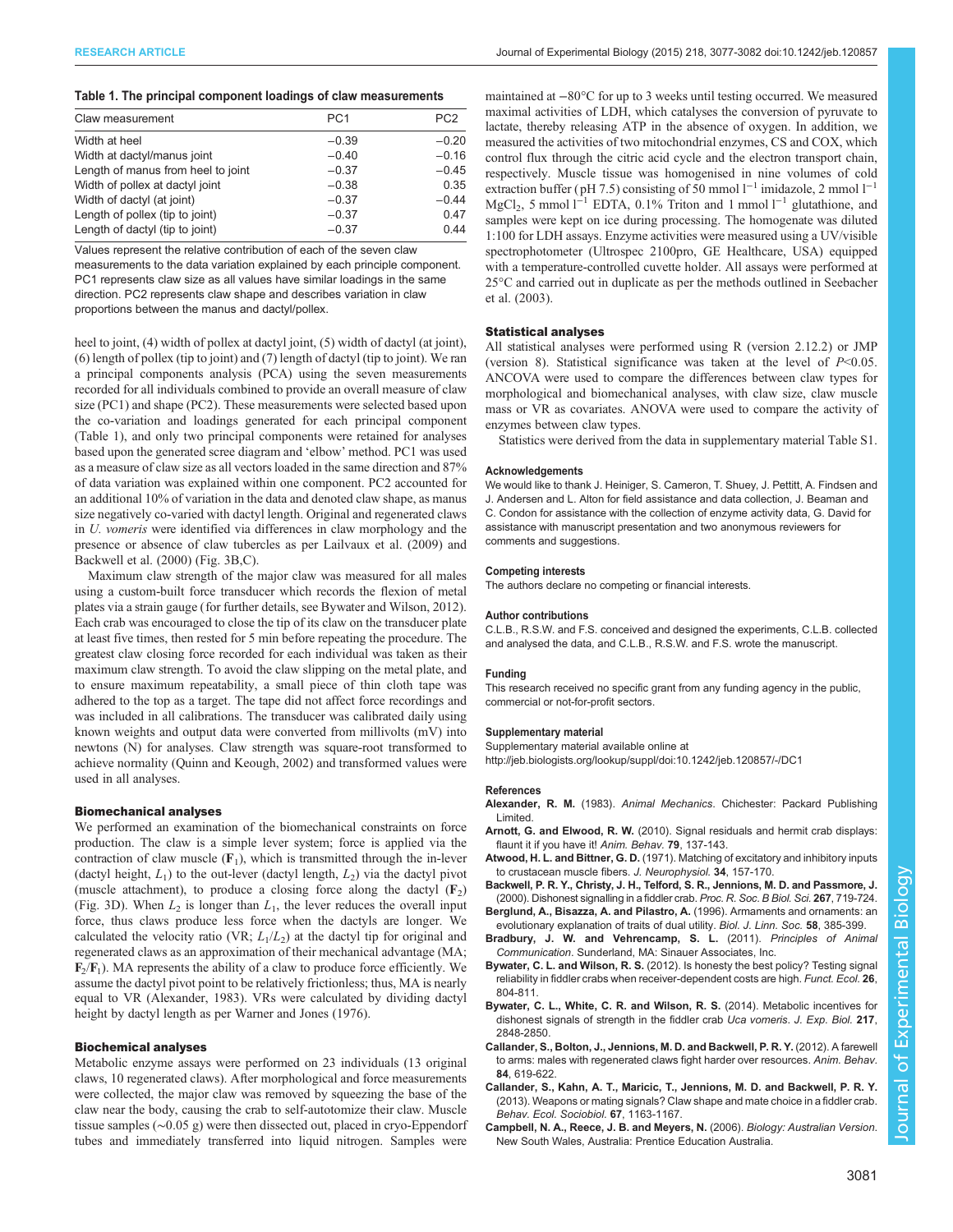**Table 1. The principal component loadings of claw measurements**

| Claw measurement | PC1 | PC2 |
| --- | --- | --- |
| Width at heel | −0.39 | −0.20 |
| Width at dactyl/manus joint | −0.40 | −0.16 |
| Length of manus from heel to joint | −0.37 | −0.45 |
| Width of pollex at dactyl joint | −0.38 | 0.35 |
| Width of dactyl (at joint) | −0.37 | −0.44 |
| Length of pollex (tip to joint) | −0.37 | 0.47 |
| Length of dactyl (tip to joint) | −0.37 | 0.44 |

Values represent the relative contribution of each of the seven claw measurements to the data variation explained by each principle component. PC1 represents claw size as all values have similar loadings in the same direction. PC2 represents claw shape and describes variation in claw proportions between the manus and dactyl/pollex.

heel to joint, (4) width of pollex at dactyl joint, (5) width of dactyl (at joint), (6) length of pollex (tip to joint) and (7) length of dactyl (tip to joint). We ran a principal components analysis (PCA) using the seven measurements recorded for all individuals combined to provide an overall measure of claw size (PC1) and shape (PC2). These measurements were selected based upon the co-variation and loadings generated for each principal component (Table 1), and only two principal components were retained for analyses based upon the generated scree diagram and 'elbow' method. PC1 was used as a measure of claw size as all vectors loaded in the same direction and 87% of data variation was explained within one component. PC2 accounted for an additional 10% of variation in the data and denoted claw shape, as manus size negatively co-varied with dactyl length. Original and regenerated claws in *U. vomeris* were identified via differences in claw morphology and the presence or absence of claw tubercles as per Lailvaux et al. (2009) and Backwell et al. (2000) (Fig. 3B,C).

Maximum claw strength of the major claw was measured for all males using a custom-built force transducer which records the flexion of metal plates via a strain gauge (for further details, see Bywater and Wilson, 2012). Each crab was encouraged to close the tip of its claw on the transducer plate at least five times, then rested for 5 min before repeating the procedure. The greatest claw closing force recorded for each individual was taken as their maximum claw strength. To avoid the claw slipping on the metal plate, and to ensure maximum repeatability, a small piece of thin cloth tape was adhered to the top as a target. The tape did not affect force recordings and was included in all calibrations. The transducer was calibrated daily using known weights and output data were converted from millivolts (mV) into newtons (N) for analyses. Claw strength was square-root transformed to achieve normality (Quinn and Keough, 2002) and transformed values were used in all analyses.

## Biomechanical analyses

We performed an examination of the biomechanical constraints on force production. The claw is a simple lever system; force is applied via the contraction of claw muscle ($\mathbf{F}_1$), which is transmitted through the in-lever (dactyl height, $L_1$) to the out-lever (dactyl length, $L_2$) via the dactyl pivot (muscle attachment), to produce a closing force along the dactyl ($\mathbf{F}_2$) (Fig. 3D). When $L_2$ is longer than $L_1$, the lever reduces the overall input force, thus claws produce less force when the dactyls are longer. We calculated the velocity ratio (VR; $L_1/L_2$) at the dactyl tip for original and regenerated claws as an approximation of their mechanical advantage (MA; $\mathbf{F}_2/\mathbf{F}_1$). MA represents the ability of a claw to produce force efficiently. We assume the dactyl pivot point to be relatively frictionless; thus, MA is nearly equal to VR (Alexander, 1983). VRs were calculated by dividing dactyl height by dactyl length as per Warner and Jones (1976).

## Biochemical analyses

Metabolic enzyme assays were performed on 23 individuals (13 original claws, 10 regenerated claws). After morphological and force measurements were collected, the major claw was removed by squeezing the base of the claw near the body, causing the crab to self-autotomize their claw. Muscle tissue samples (∼0.05 g) were then dissected out, placed in cryo-Eppendorf tubes and immediately transferred into liquid nitrogen. Samples were maintained at −80°C for up to 3 weeks until testing occurred. We measured maximal activities of LDH, which catalyses the conversion of pyruvate to lactate, thereby releasing ATP in the absence of oxygen. In addition, we measured the activities of two mitochondrial enzymes, CS and COX, which control flux through the citric acid cycle and the electron transport chain, respectively. Muscle tissue was homogenised in nine volumes of cold extraction buffer (pH 7.5) consisting of 50 mmol $l^{-1}$ imidazole, 2 mmol $l^{-1}$ $MgCl_2$, 5 mmol $l^{-1}$ EDTA, 0.1% Triton and 1 mmol $l^{-1}$ glutathione, and samples were kept on ice during processing. The homogenate was diluted 1:100 for LDH assays. Enzyme activities were measured using a UV/visible spectrophotometer (Ultrospec 2100pro, GE Healthcare, USA) equipped with a temperature-controlled cuvette holder. All assays were performed at 25°C and carried out in duplicate as per the methods outlined in Seebacher et al. (2003).

## Statistical analyses

All statistical analyses were performed using R (version 2.12.2) or JMP (version 8). Statistical significance was taken at the level of $P<0.05$. ANCOVA were used to compare the differences between claw types for morphological and biomechanical analyses, with claw size, claw muscle mass or VR as covariates. ANOVA were used to compare the activity of enzymes between claw types.

Statistics were derived from the data in supplementary material Table S1.

#### Acknowledgements

We would like to thank J. Heiniger, S. Cameron, T. Shuey, J. Pettitt, A. Findsen and J. Andersen and L. Alton for field assistance and data collection, J. Beaman and C. Condon for assistance with the collection of enzyme activity data, G. David for assistance with manuscript presentation and two anonymous reviewers for comments and suggestions.

#### Competing interests

The authors declare no competing or financial interests.

#### Author contributions

C.L.B., R.S.W. and F.S. conceived and designed the experiments, C.L.B. collected and analysed the data, and C.L.B., R.S.W. and F.S. wrote the manuscript.

#### Funding

This research received no specific grant from any funding agency in the public, commercial or not-for-profit sectors.

#### Supplementary material

Supplementary material available online at http://jeb.biologists.org/lookup/suppl/doi:10.1242/jeb.120857/-/DC1

#### References

**Alexander, R. M.** (1983). *Animal Mechanics*. Chichester: Packard Publishing Limited.

**Arnott, G. and Elwood, R. W.** (2010). Signal residuals and hermit crab displays: flaunt it if you have it! *Anim. Behav.* **79**, 137-143.

**Atwood, H. L. and Bittner, G. D.** (1971). Matching of excitatory and inhibitory inputs to crustacean muscle fibers. *J. Neurophysiol.* **34**, 157-170.

**Backwell, P. R. Y., Christy, J. H., Telford, S. R., Jennions, M. D. and Passmore, J.** (2000). Dishonest signalling in a fiddler crab. *Proc. R. Soc. B Biol. Sci.* **267**, 719-724.

**Berglund, A., Bisazza, A. and Pilastro, A.** (1996). Armaments and ornaments: an evolutionary explanation of traits of dual utility. *Biol. J. Linn. Soc.* **58**, 385-399.

**Bradbury, J. W. and Vehrencamp, S. L.** (2011). *Principles of Animal Communication*. Sunderland, MA: Sinauer Associates, Inc.

**Bywater, C. L. and Wilson, R. S.** (2012). Is honesty the best policy? Testing signal reliability in fiddler crabs when receiver-dependent costs are high. *Funct. Ecol.* **26**, 804-811.

**Bywater, C. L., White, C. R. and Wilson, R. S.** (2014). Metabolic incentives for dishonest signals of strength in the fiddler crab *Uca vomeris*. *J. Exp. Biol.* **217**, 2848-2850.

**Callander, S., Bolton, J., Jennions, M. D. and Backwell, P. R. Y.** (2012). A farewell to arms: males with regenerated claws fight harder over resources. *Anim. Behav.* **84**, 619-622.

**Callander, S., Kahn, A. T., Maricic, T., Jennions, M. D. and Backwell, P. R. Y.** (2013). Weapons or mating signals? Claw shape and mate choice in a fiddler crab. *Behav. Ecol. Sociobiol.* **67**, 1163-1167.

**Campbell, N. A., Reece, J. B. and Meyers, N.** (2006). *Biology: Australian Version*. New South Wales, Australia: Prentice Education Australia.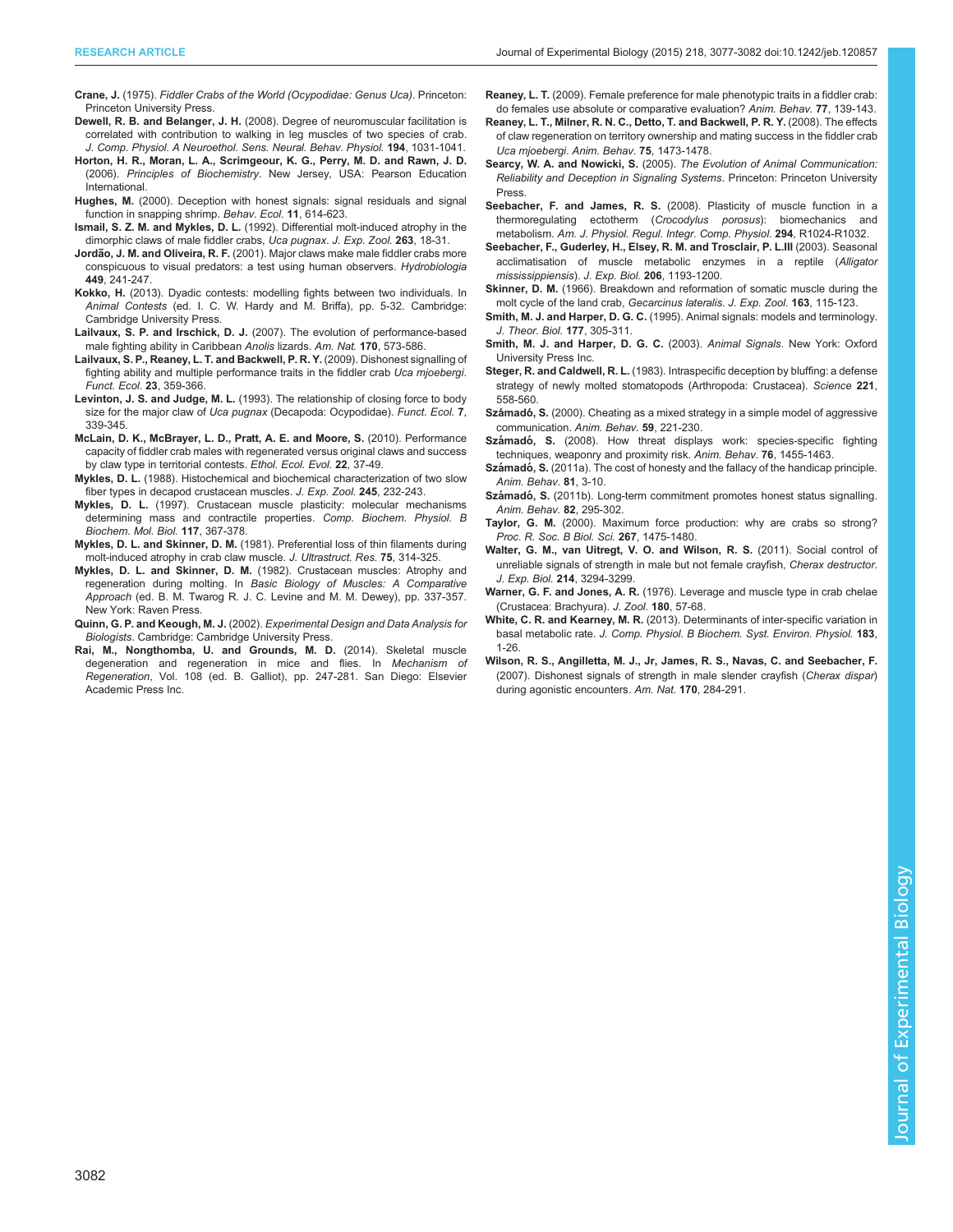**Crane, J.** (1975). *Fiddler Crabs of the World (Ocypodidae: Genus Uca)*. Princeton: Princeton University Press.

**Dewell, R. B. and Belanger, J. H.** (2008). Degree of neuromuscular facilitation is correlated with contribution to walking in leg muscles of two species of crab. *J. Comp. Physiol. A Neuroethol. Sens. Neural. Behav. Physiol.* **194**, 1031-1041.

**Horton, H. R., Moran, L. A., Scrimgeour, K. G., Perry, M. D. and Rawn, J. D.** (2006). *Principles of Biochemistry*. New Jersey, USA: Pearson Education International.

**Hughes, M.** (2000). Deception with honest signals: signal residuals and signal function in snapping shrimp. *Behav. Ecol.* **11**, 614-623.

**Ismail, S. Z. M. and Mykles, D. L.** (1992). Differential molt-induced atrophy in the dimorphic claws of male fiddler crabs, *Uca pugnax*. *J. Exp. Zool.* **263**, 18-31.

**Jordão, J. M. and Oliveira, R. F.** (2001). Major claws make male fiddler crabs more conspicuous to visual predators: a test using human observers. *Hydrobiologia* **449**, 241-247.

**Kokko, H.** (2013). Dyadic contests: modelling fights between two individuals. In *Animal Contests* (ed. I. C. W. Hardy and M. Briffa), pp. 5-32. Cambridge: Cambridge University Press.

**Lailvaux, S. P. and Irschick, D. J.** (2007). The evolution of performance-based male fighting ability in Caribbean *Anolis* lizards. *Am. Nat.* **170**, 573-586.

**Lailvaux, S. P., Reaney, L. T. and Backwell, P. R. Y.** (2009). Dishonest signalling of fighting ability and multiple performance traits in the fiddler crab *Uca mjoebergi*. *Funct. Ecol.* **23**, 359-366.

**Levinton, J. S. and Judge, M. L.** (1993). The relationship of closing force to body size for the major claw of *Uca pugnax* (Decapoda: Ocypodidae). *Funct. Ecol.* **7**, 339-345.

**McLain, D. K., McBrayer, L. D., Pratt, A. E. and Moore, S.** (2010). Performance capacity of fiddler crab males with regenerated versus original claws and success by claw type in territorial contests. *Ethol. Ecol. Evol.* **22**, 37-49.

**Mykles, D. L.** (1988). Histochemical and biochemical characterization of two slow fiber types in decapod crustacean muscles. *J. Exp. Zool.* **245**, 232-243.

**Mykles, D. L.** (1997). Crustacean muscle plasticity: molecular mechanisms determining mass and contractile properties. *Comp. Biochem. Physiol. B Biochem. Mol. Biol.* **117**, 367-378.

**Mykles, D. L. and Skinner, D. M.** (1981). Preferential loss of thin filaments during molt-induced atrophy in crab claw muscle. *J. Ultrastruct. Res.* **75**, 314-325.

**Mykles, D. L. and Skinner, D. M.** (1982). Crustacean muscles: Atrophy and regeneration during molting. In *Basic Biology of Muscles: A Comparative Approach* (ed. B. M. Twarog R. J. C. Levine and M. M. Dewey), pp. 337-357. New York: Raven Press.

**Quinn, G. P. and Keough, M. J.** (2002). *Experimental Design and Data Analysis for Biologists*. Cambridge: Cambridge University Press.

**Rai, M., Nongthomba, U. and Grounds, M. D.** (2014). Skeletal muscle degeneration and regeneration in mice and flies. In *Mechanism of Regeneration*, Vol. 108 (ed. B. Galliot), pp. 247-281. San Diego: Elsevier Academic Press Inc.

**Reaney, L. T.** (2009). Female preference for male phenotypic traits in a fiddler crab: do females use absolute or comparative evaluation? *Anim. Behav.* **77**, 139-143.

**Reaney, L. T., Milner, R. N. C., Detto, T. and Backwell, P. R. Y.** (2008). The effects of claw regeneration on territory ownership and mating success in the fiddler crab *Uca mjoebergi*. *Anim. Behav.* **75**, 1473-1478.

**Searcy, W. A. and Nowicki, S.** (2005). *The Evolution of Animal Communication: Reliability and Deception in Signaling Systems*. Princeton: Princeton University Press.

**Seebacher, F. and James, R. S.** (2008). Plasticity of muscle function in a thermoregulating ectotherm (*Crocodylus porosus*): biomechanics and metabolism. *Am. J. Physiol. Regul. Integr. Comp. Physiol.* **294**, R1024-R1032.

**Seebacher, F., Guderley, H., Elsey, R. M. and Trosclair, P. L.III** (2003). Seasonal acclimatisation of muscle metabolic enzymes in a reptile (*Alligator mississippiensis*). *J. Exp. Biol.* **206**, 1193-1200.

**Skinner, D. M.** (1966). Breakdown and reformation of somatic muscle during the molt cycle of the land crab, *Gecarcinus lateralis*. *J. Exp. Zool.* **163**, 115-123.

**Smith, M. J. and Harper, D. G. C.** (1995). Animal signals: models and terminology. *J. Theor. Biol.* **177**, 305-311.

**Smith, M. J. and Harper, D. G. C.** (2003). *Animal Signals*. New York: Oxford University Press Inc.

**Steger, R. and Caldwell, R. L.** (1983). Intraspecific deception by bluffing: a defense strategy of newly molted stomatopods (Arthropoda: Crustacea). *Science* **221**, 558-560.

**Számadó, S.** (2000). Cheating as a mixed strategy in a simple model of aggressive communication. *Anim. Behav.* **59**, 221-230.

**Számadó, S.** (2008). How threat displays work: species-specific fighting techniques, weaponry and proximity risk. *Anim. Behav.* **76**, 1455-1463.

**Számadó, S.** (2011a). The cost of honesty and the fallacy of the handicap principle. *Anim. Behav.* **81**, 3-10.

**Számadó, S.** (2011b). Long-term commitment promotes honest status signalling. *Anim. Behav.* **82**, 295-302.

**Taylor, G. M.** (2000). Maximum force production: why are crabs so strong? *Proc. R. Soc. B Biol. Sci.* **267**, 1475-1480.

**Walter, G. M., van Uitregt, V. O. and Wilson, R. S.** (2011). Social control of unreliable signals of strength in male but not female crayfish, *Cherax destructor*. *J. Exp. Biol.* **214**, 3294-3299.

**Warner, G. F. and Jones, A. R.** (1976). Leverage and muscle type in crab chelae (Crustacea: Brachyura). *J. Zool.* **180**, 57-68.

**White, C. R. and Kearney, M. R.** (2013). Determinants of inter-specific variation in basal metabolic rate. *J. Comp. Physiol. B Biochem. Syst. Environ. Physiol.* **183**, 1-26.

**Wilson, R. S., Angilletta, M. J., Jr, James, R. S., Navas, C. and Seebacher, F.** (2007). Dishonest signals of strength in male slender crayfish (*Cherax dispar*) during agonistic encounters. *Am. Nat.* **170**, 284-291.